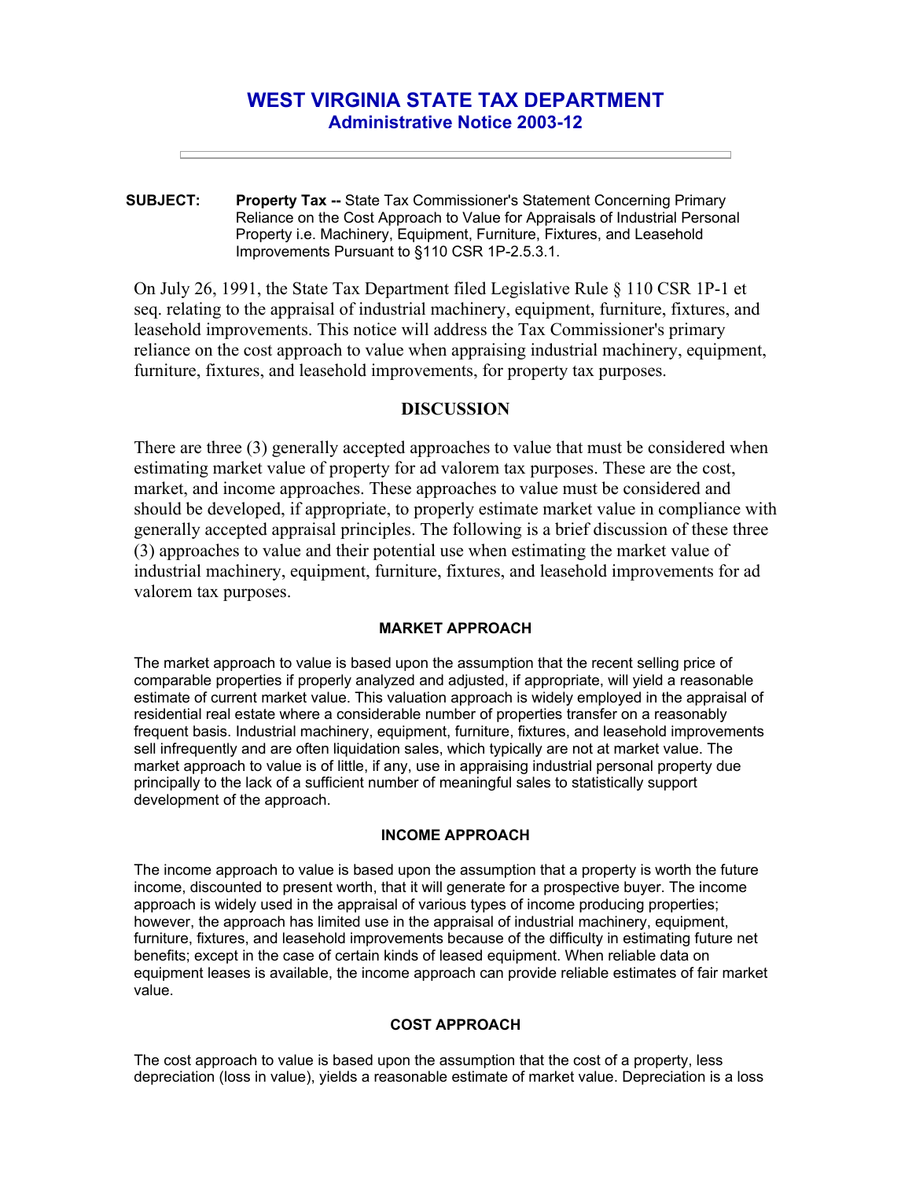# WEST VIRGINIA STATE TAX DEPARTMENT
## Administrative Notice 2003-12

---

**SUBJECT:** **Property Tax --** State Tax Commissioner's Statement Concerning Primary Reliance on the Cost Approach to Value for Appraisals of Industrial Personal Property i.e. Machinery, Equipment, Furniture, Fixtures, and Leasehold Improvements Pursuant to §110 CSR 1P-2.5.3.1.

On July 26, 1991, the State Tax Department filed Legislative Rule § 110 CSR 1P-1 et seq. relating to the appraisal of industrial machinery, equipment, furniture, fixtures, and leasehold improvements. This notice will address the Tax Commissioner's primary reliance on the cost approach to value when appraising industrial machinery, equipment, furniture, fixtures, and leasehold improvements, for property tax purposes.

### DISCUSSION

There are three (3) generally accepted approaches to value that must be considered when estimating market value of property for ad valorem tax purposes. These are the cost, market, and income approaches. These approaches to value must be considered and should be developed, if appropriate, to properly estimate market value in compliance with generally accepted appraisal principles. The following is a brief discussion of these three (3) approaches to value and their potential use when estimating the market value of industrial machinery, equipment, furniture, fixtures, and leasehold improvements for ad valorem tax purposes.

#### MARKET APPROACH

The market approach to value is based upon the assumption that the recent selling price of comparable properties if properly analyzed and adjusted, if appropriate, will yield a reasonable estimate of current market value. This valuation approach is widely employed in the appraisal of residential real estate where a considerable number of properties transfer on a reasonably frequent basis. Industrial machinery, equipment, furniture, fixtures, and leasehold improvements sell infrequently and are often liquidation sales, which typically are not at market value. The market approach to value is of little, if any, use in appraising industrial personal property due principally to the lack of a sufficient number of meaningful sales to statistically support development of the approach.

#### INCOME APPROACH

The income approach to value is based upon the assumption that a property is worth the future income, discounted to present worth, that it will generate for a prospective buyer. The income approach is widely used in the appraisal of various types of income producing properties; however, the approach has limited use in the appraisal of industrial machinery, equipment, furniture, fixtures, and leasehold improvements because of the difficulty in estimating future net benefits; except in the case of certain kinds of leased equipment. When reliable data on equipment leases is available, the income approach can provide reliable estimates of fair market value.

#### COST APPROACH

The cost approach to value is based upon the assumption that the cost of a property, less depreciation (loss in value), yields a reasonable estimate of market value. Depreciation is a loss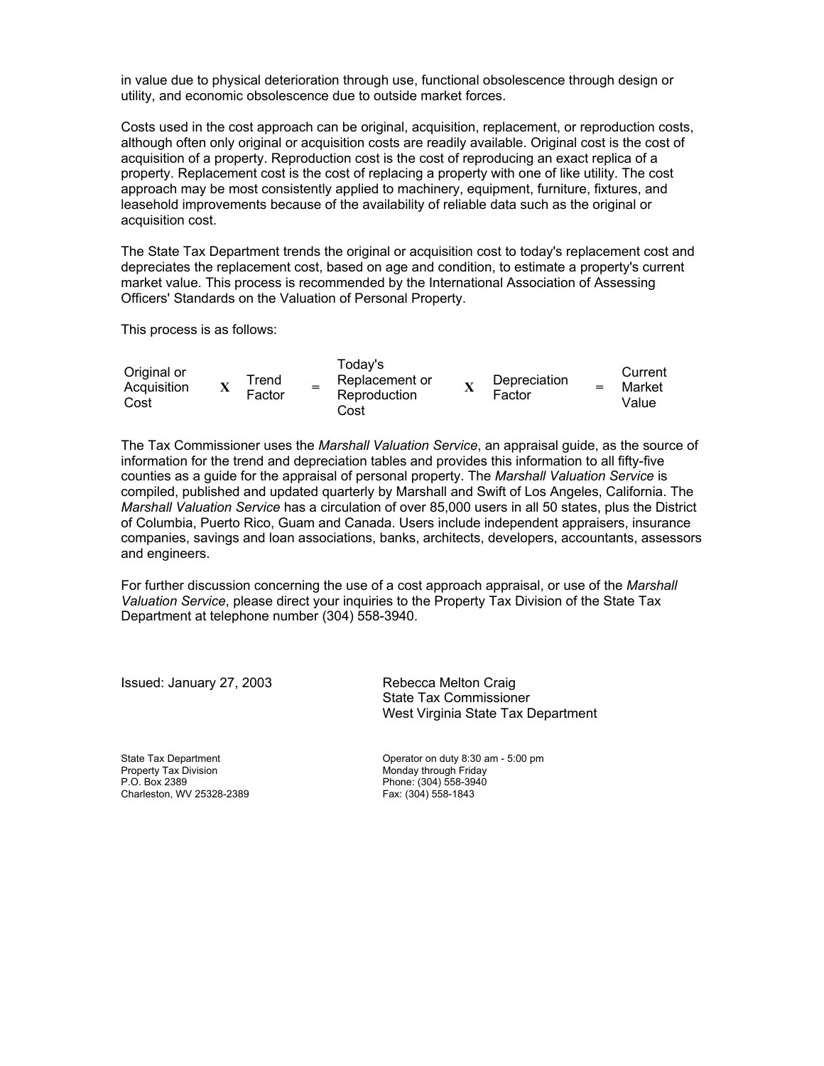in value due to physical deterioration through use, functional obsolescence through design or utility, and economic obsolescence due to outside market forces.

Costs used in the cost approach can be original, acquisition, replacement, or reproduction costs, although often only original or acquisition costs are readily available. Original cost is the cost of acquisition of a property. Reproduction cost is the cost of reproducing an exact replica of a property. Replacement cost is the cost of replacing a property with one of like utility. The cost approach may be most consistently applied to machinery, equipment, furniture, fixtures, and leasehold improvements because of the availability of reliable data such as the original or acquisition cost.

The State Tax Department trends the original or acquisition cost to today's replacement cost and depreciates the replacement cost, based on age and condition, to estimate a property's current market value. This process is recommended by the International Association of Assessing Officers' Standards on the Valuation of Personal Property.

This process is as follows:

| | | | | | | | | |
|---|---|---|---|---|---|---|---|---|
| Original or Acquisition Cost | **X** | Trend Factor | = | Today's Replacement or Reproduction Cost | **X** | Depreciation Factor | = | Current Market Value |

The Tax Commissioner uses the *Marshall Valuation Service*, an appraisal guide, as the source of information for the trend and depreciation tables and provides this information to all fifty-five counties as a guide for the appraisal of personal property. The *Marshall Valuation Service* is compiled, published and updated quarterly by Marshall and Swift of Los Angeles, California. The *Marshall Valuation Service* has a circulation of over 85,000 users in all 50 states, plus the District of Columbia, Puerto Rico, Guam and Canada. Users include independent appraisers, insurance companies, savings and loan associations, banks, architects, developers, accountants, assessors and engineers.

For further discussion concerning the use of a cost approach appraisal, or use of the *Marshall Valuation Service*, please direct your inquiries to the Property Tax Division of the State Tax Department at telephone number (304) 558-3940.

Issued: January 27, 2003

Rebecca Melton Craig
State Tax Commissioner
West Virginia State Tax Department

State Tax Department
Property Tax Division
P.O. Box 2389
Charleston, WV 25328-2389

Operator on duty 8:30 am - 5:00 pm
Monday through Friday
Phone: (304) 558-3940
Fax: (304) 558-1843